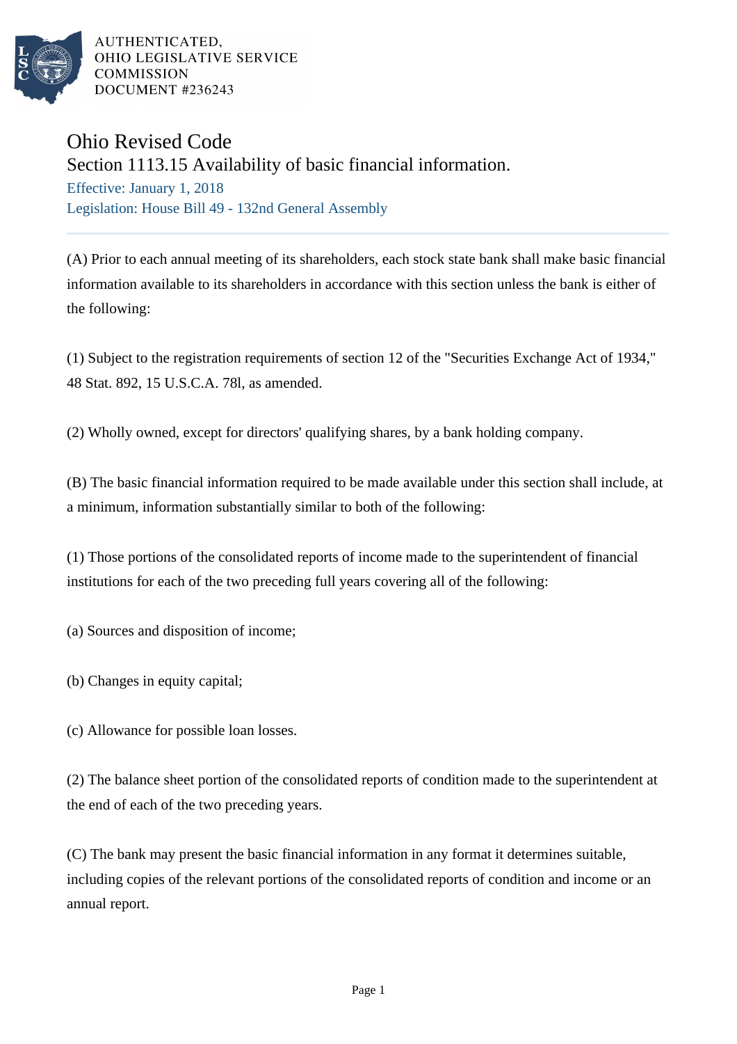AUTHENTICATED,
OHIO LEGISLATIVE SERVICE
COMMISSION
DOCUMENT #236243

# Ohio Revised Code

## Section 1113.15 Availability of basic financial information.

Effective: January 1, 2018

Legislation: House Bill 49 - 132nd General Assembly

(A) Prior to each annual meeting of its shareholders, each stock state bank shall make basic financial information available to its shareholders in accordance with this section unless the bank is either of the following:

(1) Subject to the registration requirements of section 12 of the "Securities Exchange Act of 1934," 48 Stat. 892, 15 U.S.C.A. 78l, as amended.

(2) Wholly owned, except for directors' qualifying shares, by a bank holding company.

(B) The basic financial information required to be made available under this section shall include, at a minimum, information substantially similar to both of the following:

(1) Those portions of the consolidated reports of income made to the superintendent of financial institutions for each of the two preceding full years covering all of the following:

(a) Sources and disposition of income;

(b) Changes in equity capital;

(c) Allowance for possible loan losses.

(2) The balance sheet portion of the consolidated reports of condition made to the superintendent at the end of each of the two preceding years.

(C) The bank may present the basic financial information in any format it determines suitable, including copies of the relevant portions of the consolidated reports of condition and income or an annual report.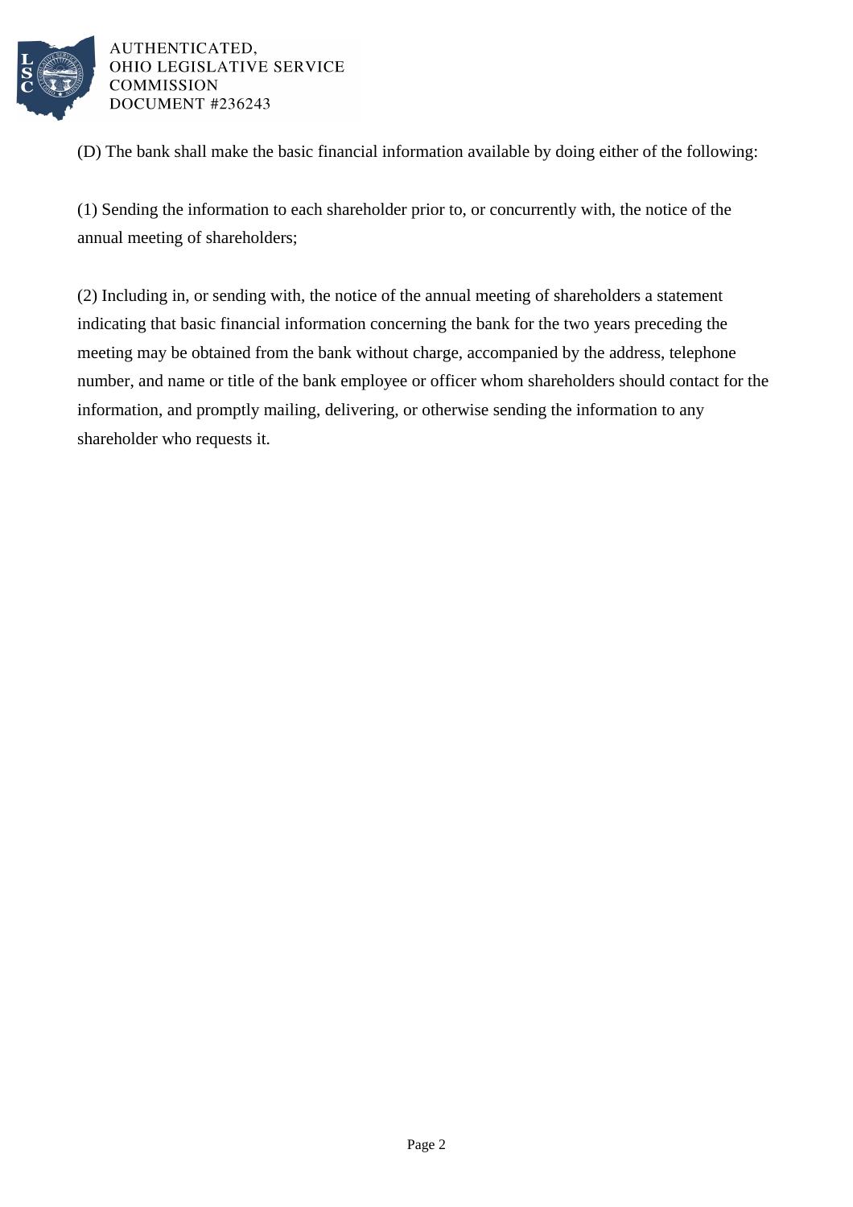(D) The bank shall make the basic financial information available by doing either of the following:

(1) Sending the information to each shareholder prior to, or concurrently with, the notice of the annual meeting of shareholders;

(2) Including in, or sending with, the notice of the annual meeting of shareholders a statement indicating that basic financial information concerning the bank for the two years preceding the meeting may be obtained from the bank without charge, accompanied by the address, telephone number, and name or title of the bank employee or officer whom shareholders should contact for the information, and promptly mailing, delivering, or otherwise sending the information to any shareholder who requests it.